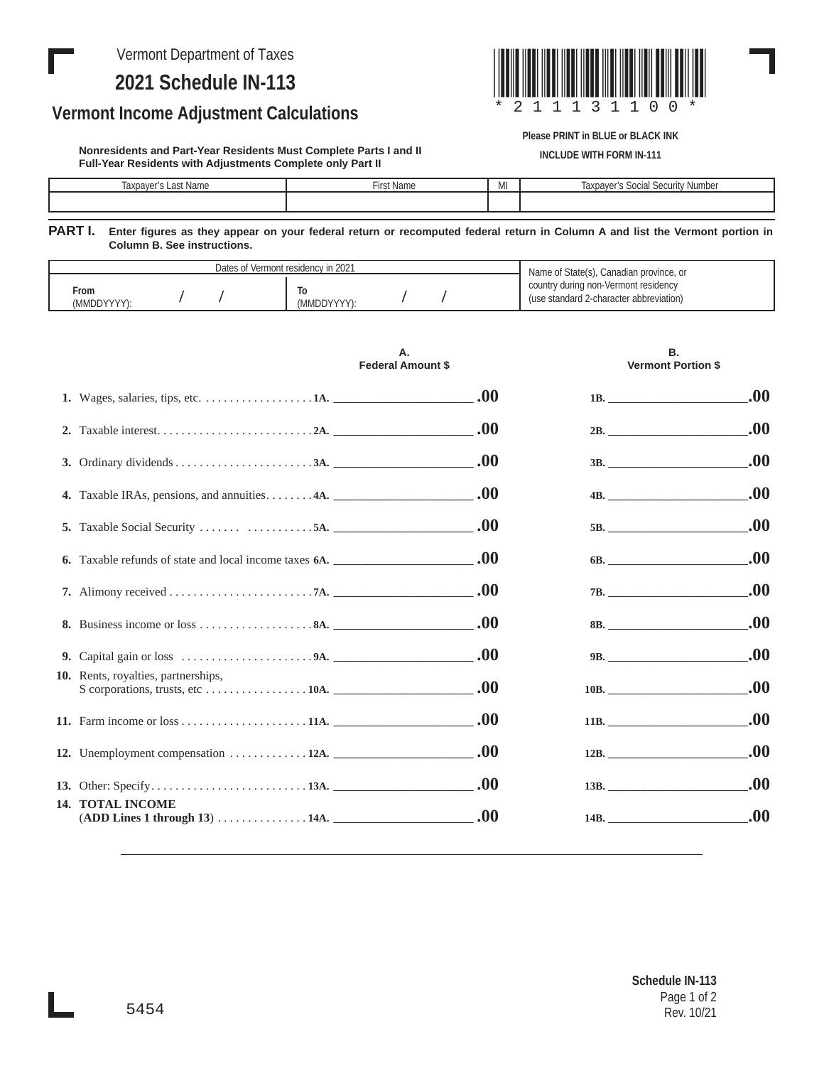Vermont Department of Taxes

# 2021 Schedule IN-113

## Vermont Income Adjustment Calculations

*211131100*

**Please PRINT in BLUE or BLACK INK**

**INCLUDE WITH FORM IN-111**

**Nonresidents and Part-Year Residents Must Complete Parts I and II**
**Full-Year Residents with Adjustments Complete only Part II**

| Taxpayer's Last Name | First Name | MI | Taxpayer's Social Security Number |
|---|---|---|---|
| | | | |

**PART I.** **Enter figures as they appear on your federal return or recomputed federal return in Column A and list the Vermont portion in Column B. See instructions.**

| Dates of Vermont residency in 2021 | | Name of State(s), Canadian province, or country during non-Vermont residency (use standard 2-character abbreviation) |
|---|---|---|
| From (MMDDYYYY): / / | To (MMDDYYYY): / / | |

| | A. Federal Amount $ | B. Vermont Portion $ |
|---|---|---|
| 1. Wages, salaries, tips, etc. | 1A. .00 | 1B. .00 |
| 2. Taxable interest | 2A. .00 | 2B. .00 |
| 3. Ordinary dividends | 3A. .00 | 3B. .00 |
| 4. Taxable IRAs, pensions, and annuities | 4A. .00 | 4B. .00 |
| 5. Taxable Social Security | 5A. .00 | 5B. .00 |
| 6. Taxable refunds of state and local income taxes | 6A. .00 | 6B. .00 |
| 7. Alimony received | 7A. .00 | 7B. .00 |
| 8. Business income or loss | 8A. .00 | 8B. .00 |
| 9. Capital gain or loss | 9A. .00 | 9B. .00 |
| 10. Rents, royalties, partnerships, S corporations, trusts, etc | 10A. .00 | 10B. .00 |
| 11. Farm income or loss | 11A. .00 | 11B. .00 |
| 12. Unemployment compensation | 12A. .00 | 12B. .00 |
| 13. Other: Specify | 13A. .00 | 13B. .00 |
| 14. **TOTAL INCOME** (**ADD Lines 1 through 13**) | 14A. .00 | 14B. .00 |

5454

Schedule IN-113

Rev. 10/21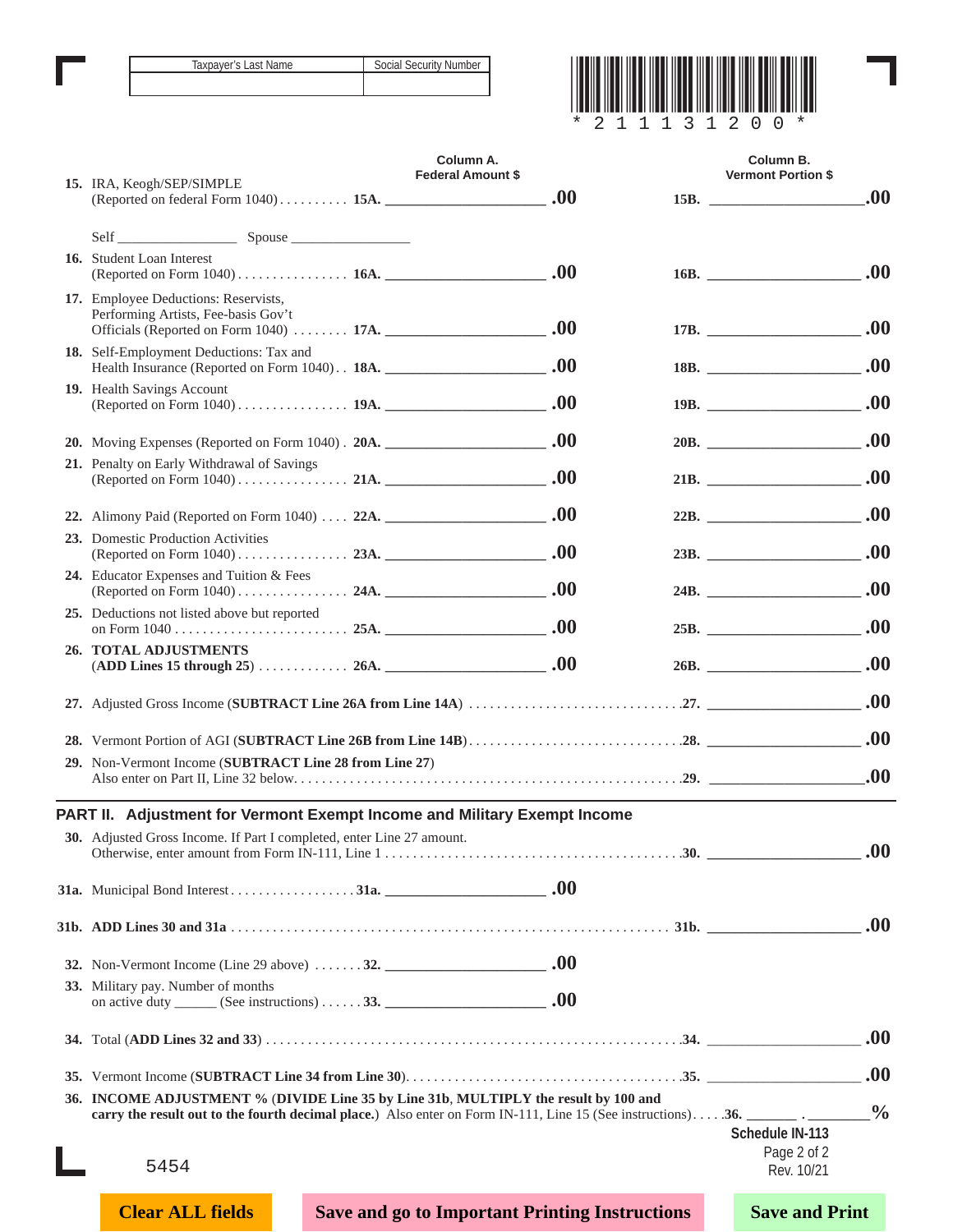| Taxpayer's Last Name | Social Security Number |
|---|---|
| | |

\* 2 1 1 1 3 1 2 0 0 \*

| | Column A. Federal Amount $ | Column B. Vermont Portion $ |
|---|---|---|
| **15.** IRA, Keogh/SEP/SIMPLE (Reported on federal Form 1040) . . . . . . . . . . **15A.** | .00 | **15B.** .00 |
| Self ________________ Spouse ________________ | | |
| **16.** Student Loan Interest (Reported on Form 1040) . . . . . . . . . . . . . . . . **16A.** | .00 | **16B.** .00 |
| **17.** Employee Deductions: Reservists, Performing Artists, Fee-basis Gov't Officials (Reported on Form 1040) . . . . . . . . **17A.** | .00 | **17B.** .00 |
| **18.** Self-Employment Deductions: Tax and Health Insurance (Reported on Form 1040) . . **18A.** | .00 | **18B.** .00 |
| **19.** Health Savings Account (Reported on Form 1040) . . . . . . . . . . . . . . . . **19A.** | .00 | **19B.** .00 |
| **20.** Moving Expenses (Reported on Form 1040) . **20A.** | .00 | **20B.** .00 |
| **21.** Penalty on Early Withdrawal of Savings (Reported on Form 1040) . . . . . . . . . . . . . . . . **21A.** | .00 | **21B.** .00 |
| **22.** Alimony Paid (Reported on Form 1040) . . . . **22A.** | .00 | **22B.** .00 |
| **23.** Domestic Production Activities (Reported on Form 1040) . . . . . . . . . . . . . . . . **23A.** | .00 | **23B.** .00 |
| **24.** Educator Expenses and Tuition & Fees (Reported on Form 1040) . . . . . . . . . . . . . . . . **24A.** | .00 | **24B.** .00 |
| **25.** Deductions not listed above but reported on Form 1040 . . . . . . . . . . . . . . . . . . . . . . . . . **25A.** | .00 | **25B.** .00 |
| **26. TOTAL ADJUSTMENTS (ADD Lines 15 through 25)** . . . . . . . . . . . . . **26A.** | .00 | **26B.** .00 |

**27.** Adjusted Gross Income (**SUBTRACT Line 26A from Line 14A**) . . . . . . . . . . . . . . . . . . . . . . . . . . . . . . .**27.** ____________________ .00

**28.** Vermont Portion of AGI (**SUBTRACT Line 26B from Line 14B**). . . . . . . . . . . . . . . . . . . . . . . . . . . . . . .**28.** ____________________ .00

**29.** Non-Vermont Income (**SUBTRACT Line 28 from Line 27**) Also enter on Part II, Line 32 below. . . . . . . . . . . . . . . . . . . . . . . . . . . . . . . . . . . . . . . . . . . . . . . . . . . . . . .**29.** ____________________ .00

## PART II. Adjustment for Vermont Exempt Income and Military Exempt Income

**30.** Adjusted Gross Income. If Part I completed, enter Line 27 amount. Otherwise, enter amount from Form IN-111, Line 1 . . . . . . . . . . . . . . . . . . . . . . . . . . . . . . . . . . . . . . . . . .**30.** ____________________ .00

**31a.** Municipal Bond Interest . . . . . . . . . . . . . . . . . . **31a.** ____________________ .00

**31b. ADD Lines 30 and 31a** . . . . . . . . . . . . . . . . . . . . . . . . . . . . . . . . . . . . . . . . . . . . . . . . . . . . . . . . . . . . **31b.** ____________________ .00

**32.** Non-Vermont Income (Line 29 above) . . . . . . . **32.** ____________________ .00

**33.** Military pay. Number of months on active duty ______ (See instructions) . . . . . . **33.** ____________________ .00

**34.** Total (**ADD Lines 32 and 33**) . . . . . . . . . . . . . . . . . . . . . . . . . . . . . . . . . . . . . . . . . . . . . . . . . . . . . . . . .**34.** ____________________ .00

**35.** Vermont Income (**SUBTRACT Line 34 from Line 30**). . . . . . . . . . . . . . . . . . . . . . . . . . . . . . . . . . . . . . . .**35.** ____________________ .00

**36. INCOME ADJUSTMENT %** (**DIVIDE Line 35 by Line 31b**, **MULTIPLY the result by 100 and carry the result out to the fourth decimal place.**) Also enter on Form IN-111, Line 15 (See instructions). . . . .**36.** _______ . ________%

Schedule IN-113
Page 2 of 2
Rev. 10/21

5454

Clear ALL fields | Save and go to Important Printing Instructions | Save and Print